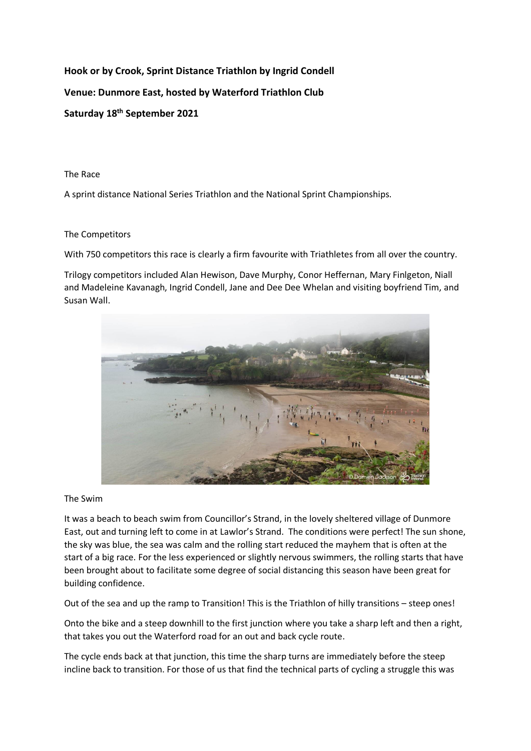**Hook or by Crook, Sprint Distance Triathlon by Ingrid Condell**

**Venue: Dunmore East, hosted by Waterford Triathlon Club**

**Saturday 18th September 2021**

The Race

A sprint distance National Series Triathlon and the National Sprint Championships.

The Competitors

With 750 competitors this race is clearly a firm favourite with Triathletes from all over the country.

Trilogy competitors included Alan Hewison, Dave Murphy, Conor Heffernan, Mary Finlgeton, Niall and Madeleine Kavanagh, Ingrid Condell, Jane and Dee Dee Whelan and visiting boyfriend Tim, and Susan Wall.

The Swim

It was a beach to beach swim from Councillor's Strand, in the lovely sheltered village of Dunmore East, out and turning left to come in at Lawlor's Strand. The conditions were perfect! The sun shone, the sky was blue, the sea was calm and the rolling start reduced the mayhem that is often at the start of a big race. For the less experienced or slightly nervous swimmers, the rolling starts that have been brought about to facilitate some degree of social distancing this season have been great for building confidence.

Out of the sea and up the ramp to Transition! This is the Triathlon of hilly transitions – steep ones!

Onto the bike and a steep downhill to the first junction where you take a sharp left and then a right, that takes you out the Waterford road for an out and back cycle route.

The cycle ends back at that junction, this time the sharp turns are immediately before the steep incline back to transition. For those of us that find the technical parts of cycling a struggle this was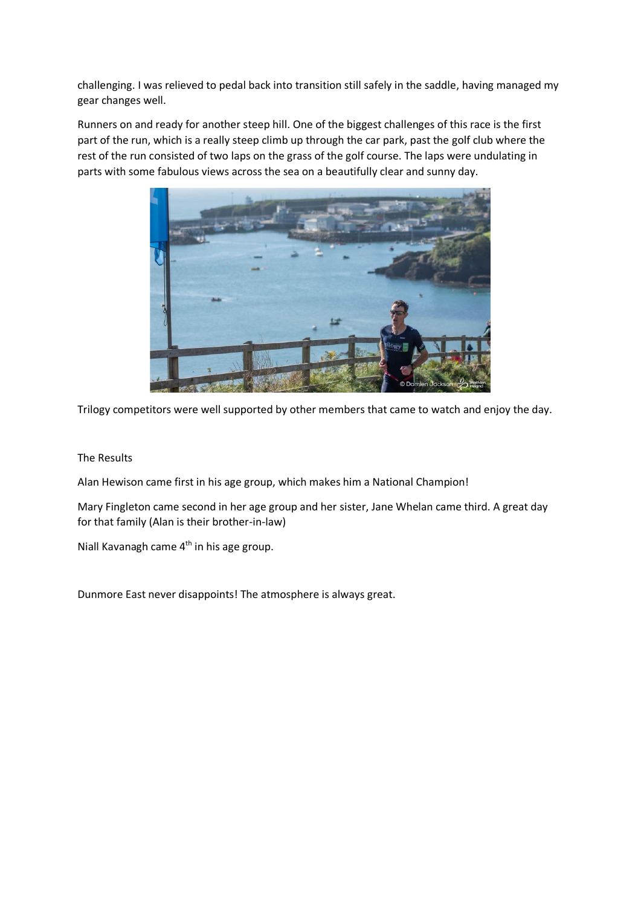challenging. I was relieved to pedal back into transition still safely in the saddle, having managed my gear changes well.

Runners on and ready for another steep hill. One of the biggest challenges of this race is the first part of the run, which is a really steep climb up through the car park, past the golf club where the rest of the run consisted of two laps on the grass of the golf course. The laps were undulating in parts with some fabulous views across the sea on a beautifully clear and sunny day.

Trilogy competitors were well supported by other members that came to watch and enjoy the day.

The Results

Alan Hewison came first in his age group, which makes him a National Champion!

Mary Fingleton came second in her age group and her sister, Jane Whelan came third. A great day for that family (Alan is their brother-in-law)

Niall Kavanagh came 4th in his age group.

Dunmore East never disappoints! The atmosphere is always great.